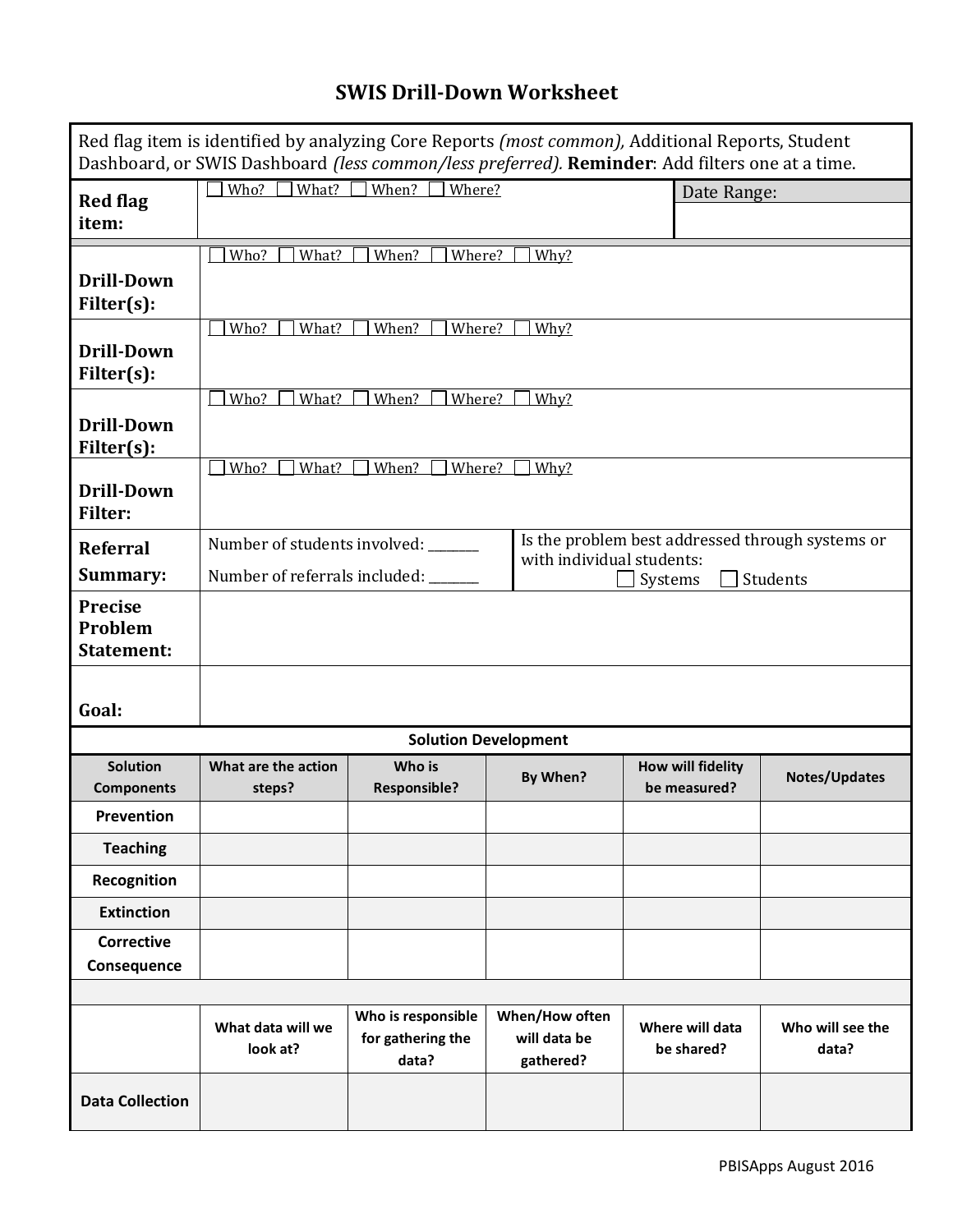# SWIS Drill-Down Worksheet

| Red flag item is identified by analyzing Core Reports *(most common),* Additional Reports, Student Dashboard, or SWIS Dashboard *(less common/less preferred).* **Reminder**: Add filters one at a time. | | |
|---|---|---|
| **Red flag item:** | ☐ Who? ☐ What? ☐ When? ☐ Where? | Date Range: |
| **Drill-Down Filter(s):** | ☐ Who? ☐ What? ☐ When? ☐ Where? ☐ Why? | |
| **Drill-Down Filter(s):** | ☐ Who? ☐ What? ☐ When? ☐ Where? ☐ Why? | |
| **Drill-Down Filter(s):** | ☐ Who? ☐ What? ☐ When? ☐ Where? ☐ Why? | |
| **Drill-Down Filter:** | ☐ Who? ☐ What? ☐ When? ☐ Where? ☐ Why? | |
| **Referral Summary:** | Number of students involved: _______ <br> Number of referrals included: _______ | Is the problem best addressed through systems or with individual students: ☐ Systems ☐ Students |
| **Precise Problem Statement:** | | |
| **Goal:** | | |

**Solution Development**

| Solution Components | What are the action steps? | Who is Responsible? | By When? | How will fidelity be measured? | Notes/Updates |
|---|---|---|---|---|---|
| Prevention | | | | | |
| Teaching | | | | | |
| Recognition | | | | | |
| Extinction | | | | | |
| Corrective Consequence | | | | | |

| | What data will we look at? | Who is responsible for gathering the data? | When/How often will data be gathered? | Where will data be shared? | Who will see the data? |
|---|---|---|---|---|---|
| Data Collection | | | | | |

PBISApps August 2016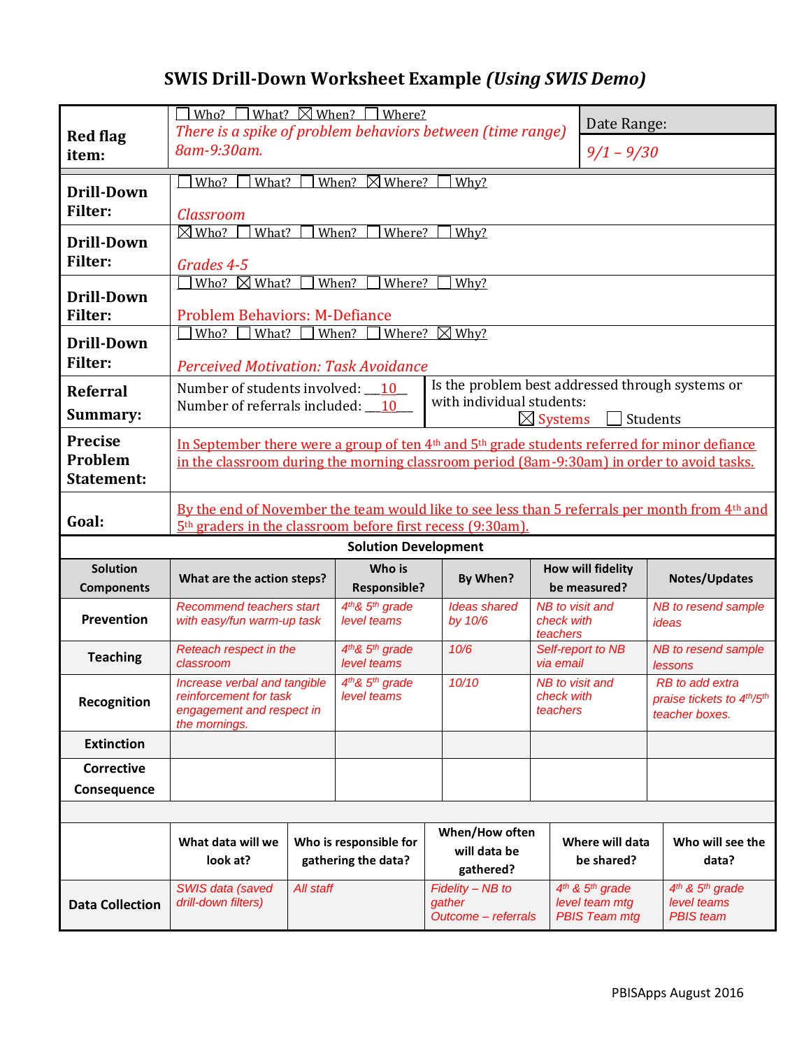# SWIS Drill-Down Worksheet Example *(Using SWIS Demo)*

| | | |
|---|---|---|
| **Red flag item:** | ☐ Who? ☐ What? ☒ When? ☐ Where?<br>*There is a spike of problem behaviors between (time range) 8am-9:30am.* | Date Range:<br>*9/1 – 9/30* |
| **Drill-Down Filter:** | ☐ Who? ☐ What? ☐ When? ☒ Where? ☐ Why?<br>*Classroom* | |
| **Drill-Down Filter:** | ☒ Who? ☐ What? ☐ When? ☐ Where? ☐ Why?<br>*Grades 4-5* | |
| **Drill-Down Filter:** | ☐ Who? ☒ What? ☐ When? ☐ Where? ☐ Why?<br>Problem Behaviors: M-Defiance | |
| **Drill-Down Filter:** | ☐ Who? ☐ What? ☐ When? ☐ Where? ☒ Why?<br>*Perceived Motivation: Task Avoidance* | |
| **Referral Summary:** | Number of students involved: __10__<br>Number of referrals included: __10__ | Is the problem best addressed through systems or with individual students:<br>☒ Systems ☐ Students |
| **Precise Problem Statement:** | In September there were a group of ten 4th and 5th grade students referred for minor defiance in the classroom during the morning classroom period (8am-9:30am) in order to avoid tasks. | |
| **Goal:** | By the end of November the team would like to see less than 5 referrals per month from 4th and 5th graders in the classroom before first recess (9:30am). | |

**Solution Development**

| Solution Components | What are the action steps? | Who is Responsible? | By When? | How will fidelity be measured? | Notes/Updates |
|---|---|---|---|---|---|
| **Prevention** | *Recommend teachers start with easy/fun warm-up task* | *4th& 5th grade level teams* | *Ideas shared by 10/6* | *NB to visit and check with teachers* | *NB to resend sample ideas* |
| **Teaching** | *Reteach respect in the classroom* | *4th& 5th grade level teams* | *10/6* | *Self-report to NB via email* | *NB to resend sample lessons* |
| **Recognition** | *Increase verbal and tangible reinforcement for task engagement and respect in the mornings.* | *4th& 5th grade level teams* | *10/10* | *NB to visit and check with teachers* | *RB to add extra praise tickets to 4th/5th teacher boxes.* |
| **Extinction** | | | | | |
| **Corrective Consequence** | | | | | |

| | What data will we look at? | Who is responsible for gathering the data? | When/How often will data be gathered? | Where will data be shared? | Who will see the data? |
|---|---|---|---|---|---|
| **Data Collection** | *SWIS data (saved drill-down filters)* | *All staff* | *Fidelity – NB to gather*<br>*Outcome – referrals* | *4th & 5th grade level team mtg*<br>*PBIS Team mtg* | *4th & 5th grade level teams*<br>*PBIS team* |

PBISApps August 2016